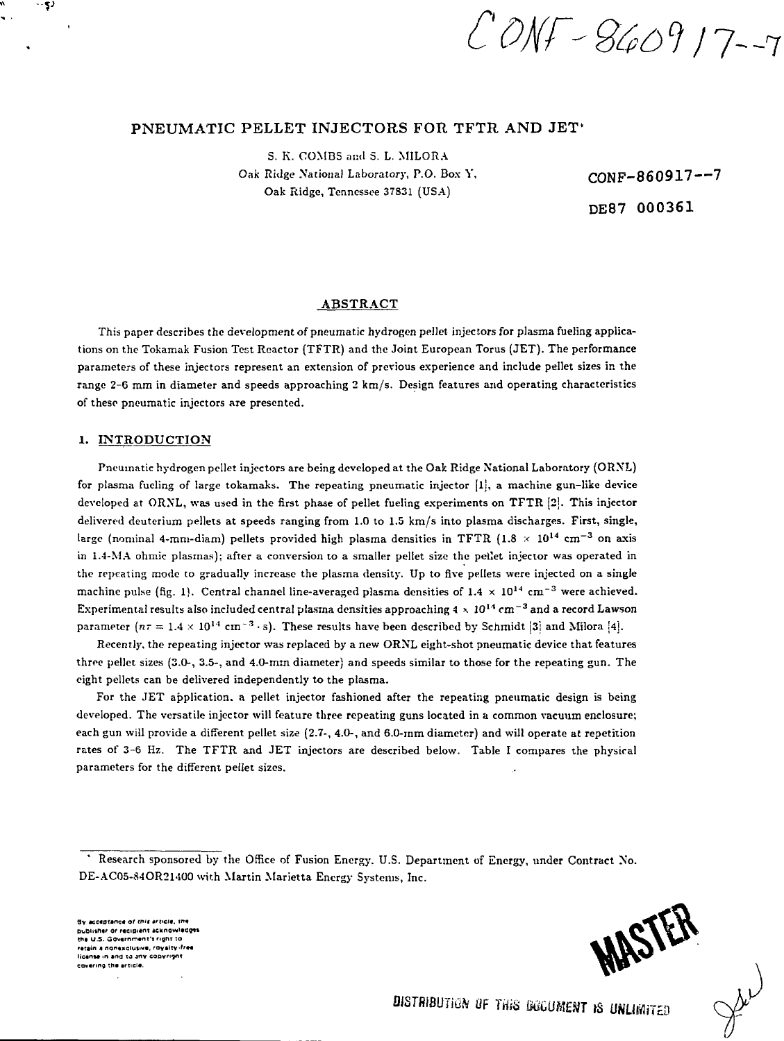CONF-860917--7

# PNEUMATIC PELLET INJECTORS FOR TFTR AND JET*

S. K. COMBS and S. L. MILORA
Oak Ridge National Laboratory, P.O. Box Y,
Oak Ridge, Tennessee 37831 (USA)

CONF-860917--7

DE87 000361

## ABSTRACT

This paper describes the development of pneumatic hydrogen pellet injectors for plasma fueling applications on the Tokamak Fusion Test Reactor (TFTR) and the Joint European Torus (JET). The performance parameters of these injectors represent an extension of previous experience and include pellet sizes in the range 2-6 mm in diameter and speeds approaching 2 km/s. Design features and operating characteristics of these pneumatic injectors are presented.

## 1. INTRODUCTION

Pneumatic hydrogen pellet injectors are being developed at the Oak Ridge National Laboratory (ORNL) for plasma fueling of large tokamaks. The repeating pneumatic injector [1], a machine gun-like device developed at ORNL, was used in the first phase of pellet fueling experiments on TFTR [2]. This injector delivered deuterium pellets at speeds ranging from 1.0 to 1.5 km/s into plasma discharges. First, single, large (nominal 4-mm-diam) pellets provided high plasma densities in TFTR ($1.8 \times 10^{14}$ cm$^{-3}$ on axis in 1.4-MA ohmic plasmas); after a conversion to a smaller pellet size the pellet injector was operated in the repeating mode to gradually increase the plasma density. Up to five pellets were injected on a single machine pulse (fig. 1). Central channel line-averaged plasma densities of $1.4 \times 10^{14}$ cm$^{-3}$ were achieved. Experimental results also included central plasma densities approaching $4 \times 10^{14}$ cm$^{-3}$ and a record Lawson parameter ($n\tau = 1.4 \times 10^{14}$ cm$^{-3} \cdot$ s). These results have been described by Schmidt [3] and Milora [4].

Recently, the repeating injector was replaced by a new ORNL eight-shot pneumatic device that features three pellet sizes (3.0-, 3.5-, and 4.0-mm diameter) and speeds similar to those for the repeating gun. The eight pellets can be delivered independently to the plasma.

For the JET application, a pellet injector fashioned after the repeating pneumatic design is being developed. The versatile injector will feature three repeating guns located in a common vacuum enclosure; each gun will provide a different pellet size (2.7-, 4.0-, and 6.0-mm diameter) and will operate at repetition rates of 3-6 Hz. The TFTR and JET injectors are described below. Table I compares the physical parameters for the different pellet sizes.

---

* Research sponsored by the Office of Fusion Energy, U.S. Department of Energy, under Contract No. DE-AC05-84OR21400 with Martin Marietta Energy Systems, Inc.

By acceptance of this article, the publisher or recipient acknowledges the U.S. Government's right to retain a nonexclusive, royalty-free license in and to any copyright covering the article.

MASTER

DISTRIBUTION OF THIS DOCUMENT IS UNLIMITED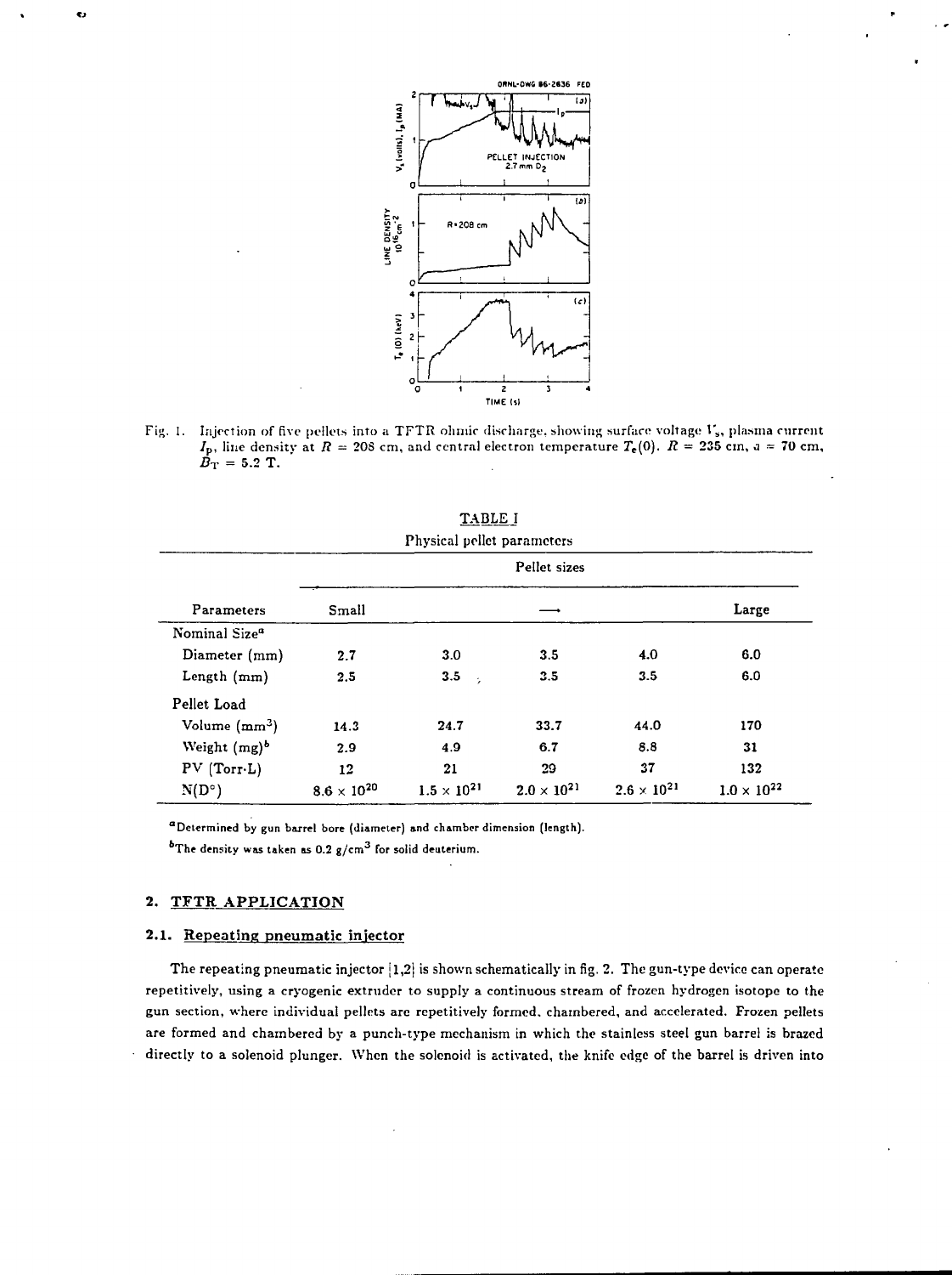Fig. 1. Injection of five pellets into a TFTR ohmic discharge, showing surface voltage $V_s$, plasma current $I_p$, line density at $R = 208$ cm, and central electron temperature $T_e(0)$. $R = 235$ cm, $a = 70$ cm, $B_T = 5.2$ T.

TABLE I

Physical pellet parameters

| Parameters | Pellet sizes | | | | |
|---|---|---|---|---|---|
| | Small | | ⟶ | | Large |
| Nominal Size[a] | | | | | |
| Diameter (mm) | 2.7 | 3.0 | 3.5 | 4.0 | 6.0 |
| Length (mm) | 2.5 | 3.5 | 3.5 | 3.5 | 6.0 |
| Pellet Load | | | | | |
| Volume ($mm^3$) | 14.3 | 24.7 | 33.7 | 44.0 | 170 |
| Weight (mg)[b] | 2.9 | 4.9 | 6.7 | 8.8 | 31 |
| PV (Torr·L) | 12 | 21 | 29 | 37 | 132 |
| $N(D^\circ)$ | $8.6 \times 10^{20}$ | $1.5 \times 10^{21}$ | $2.0 \times 10^{21}$ | $2.6 \times 10^{21}$ | $1.0 \times 10^{22}$ |

[a]Determined by gun barrel bore (diameter) and chamber dimension (length).

[b]The density was taken as 0.2 $g/cm^3$ for solid deuterium.

## 2. TFTR APPLICATION

### 2.1. Repeating pneumatic injector

The repeating pneumatic injector [1,2] is shown schematically in fig. 2. The gun-type device can operate repetitively, using a cryogenic extruder to supply a continuous stream of frozen hydrogen isotope to the gun section, where individual pellets are repetitively formed, chambered, and accelerated. Frozen pellets are formed and chambered by a punch-type mechanism in which the stainless steel gun barrel is brazed directly to a solenoid plunger. When the solenoid is activated, the knife edge of the barrel is driven into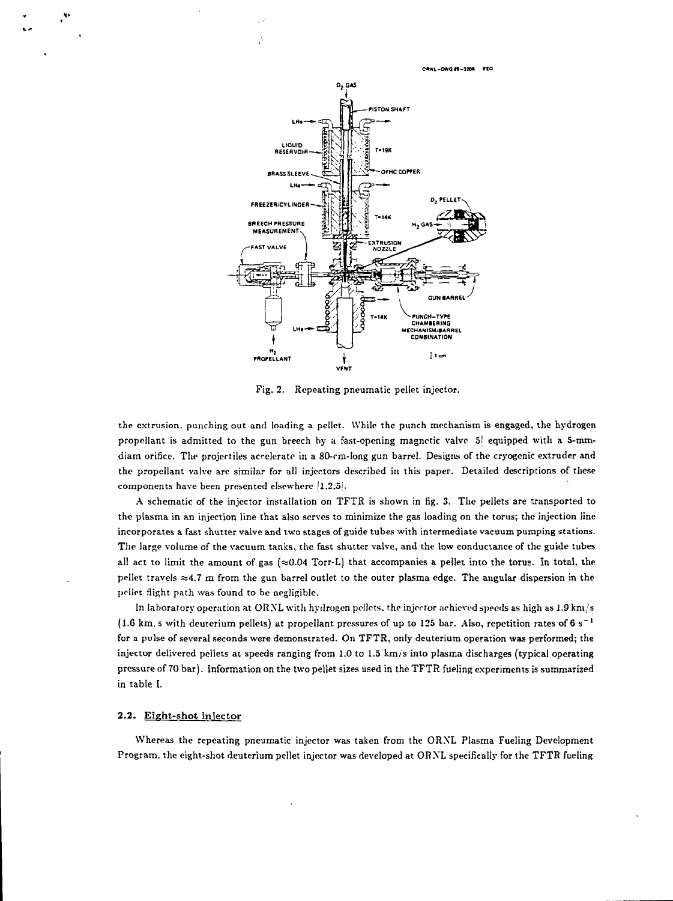Fig. 2. Repeating pneumatic pellet injector.

the extrusion, punching out and loading a pellet. While the punch mechanism is engaged, the hydrogen propellant is admitted to the gun breech by a fast-opening magnetic valve [5] equipped with a 5-mm-diam orifice. The projectiles accelerate in a 80-cm-long gun barrel. Designs of the cryogenic extruder and the propellant valve are similar for all injectors described in this paper. Detailed descriptions of these components have been presented elsewhere [1,2,5].

A schematic of the injector installation on TFTR is shown in fig. 3. The pellets are transported to the plasma in an injection line that also serves to minimize the gas loading on the torus; the injection line incorporates a fast shutter valve and two stages of guide tubes with intermediate vacuum pumping stations. The large volume of the vacuum tanks, the fast shutter valve, and the low conductance of the guide tubes all act to limit the amount of gas ($\approx$0.04 Torr-L) that accompanies a pellet into the torus. In total, the pellet travels $\approx$4.7 m from the gun barrel outlet to the outer plasma edge. The angular dispersion in the pellet flight path was found to be negligible.

In laboratory operation at ORNL with hydrogen pellets, the injector achieved speeds as high as 1.9 km/s (1.6 km/s with deuterium pellets) at propellant pressures of up to 125 bar. Also, repetition rates of 6 $s^{-1}$ for a pulse of several seconds were demonstrated. On TFTR, only deuterium operation was performed; the injector delivered pellets at speeds ranging from 1.0 to 1.5 km/s into plasma discharges (typical operating pressure of 70 bar). Information on the two pellet sizes used in the TFTR fueling experiments is summarized in table I.

### 2.2. Eight-shot injector

Whereas the repeating pneumatic injector was taken from the ORNL Plasma Fueling Development Program, the eight-shot deuterium pellet injector was developed at ORNL specifically for the TFTR fueling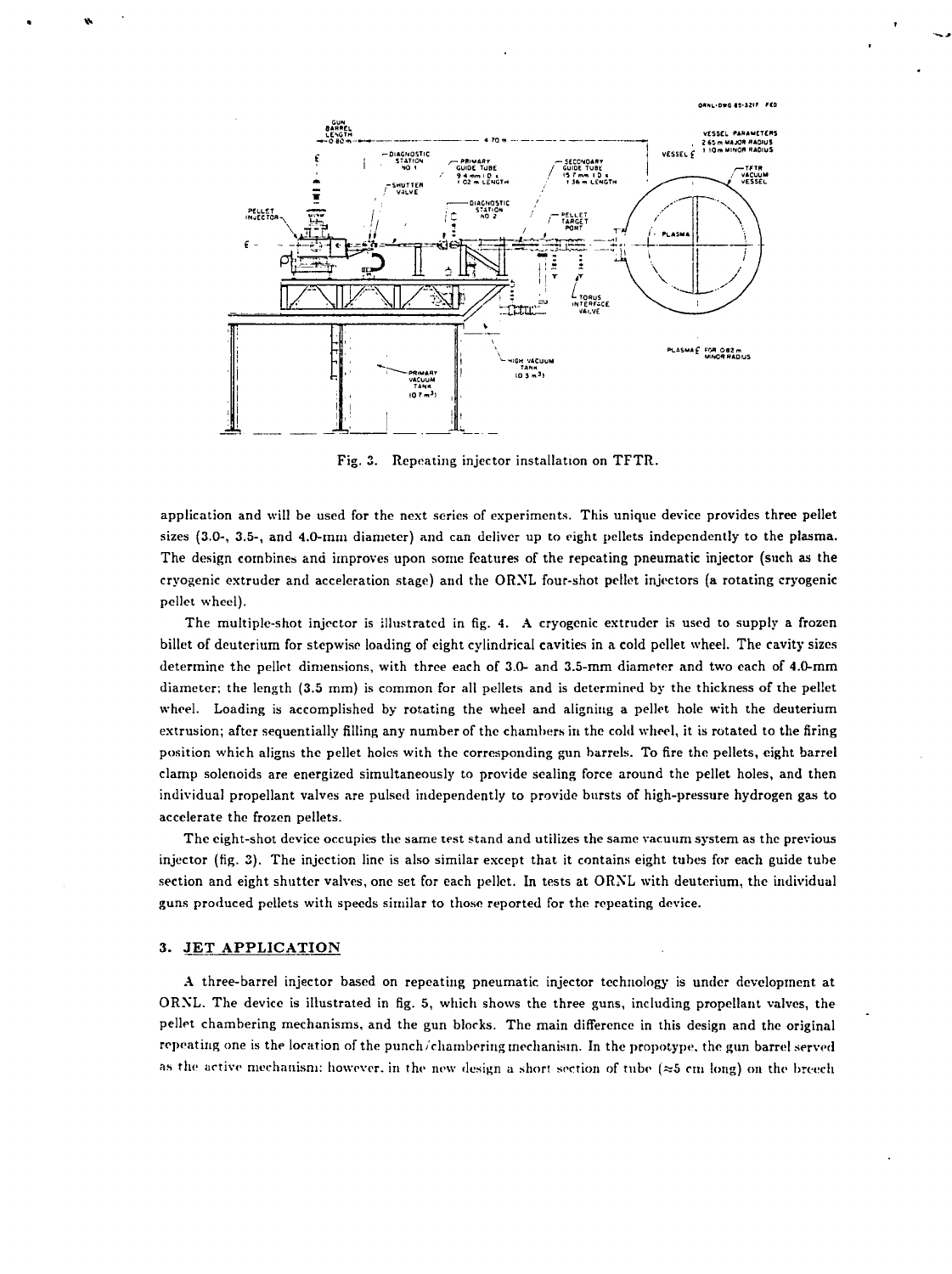Fig. 3. Repeating injector installation on TFTR.

application and will be used for the next series of experiments. This unique device provides three pellet sizes (3.0-, 3.5-, and 4.0-mm diameter) and can deliver up to eight pellets independently to the plasma. The design combines and improves upon some features of the repeating pneumatic injector (such as the cryogenic extruder and acceleration stage) and the ORNL four-shot pellet injectors (a rotating cryogenic pellet wheel).

The multiple-shot injector is illustrated in fig. 4. A cryogenic extruder is used to supply a frozen billet of deuterium for stepwise loading of eight cylindrical cavities in a cold pellet wheel. The cavity sizes determine the pellet dimensions, with three each of 3.0- and 3.5-mm diameter and two each of 4.0-mm diameter; the length (3.5 mm) is common for all pellets and is determined by the thickness of the pellet wheel. Loading is accomplished by rotating the wheel and aligning a pellet hole with the deuterium extrusion; after sequentially filling any number of the chambers in the cold wheel, it is rotated to the firing position which aligns the pellet holes with the corresponding gun barrels. To fire the pellets, eight barrel clamp solenoids are energized simultaneously to provide sealing force around the pellet holes, and then individual propellant valves are pulsed independently to provide bursts of high-pressure hydrogen gas to accelerate the frozen pellets.

The eight-shot device occupies the same test stand and utilizes the same vacuum system as the previous injector (fig. 3). The injection line is also similar except that it contains eight tubes for each guide tube section and eight shutter valves, one set for each pellet. In tests at ORNL with deuterium, the individual guns produced pellets with speeds similar to those reported for the repeating device.

## 3. JET APPLICATION

A three-barrel injector based on repeating pneumatic injector technology is under development at ORNL. The device is illustrated in fig. 5, which shows the three guns, including propellant valves, the pellet chambering mechanisms, and the gun blocks. The main difference in this design and the original repeating one is the location of the punch/chambering mechanism. In the propotype, the gun barrel served as the active mechanism; however, in the new design a short section of tube ($\approx$5 cm long) on the breech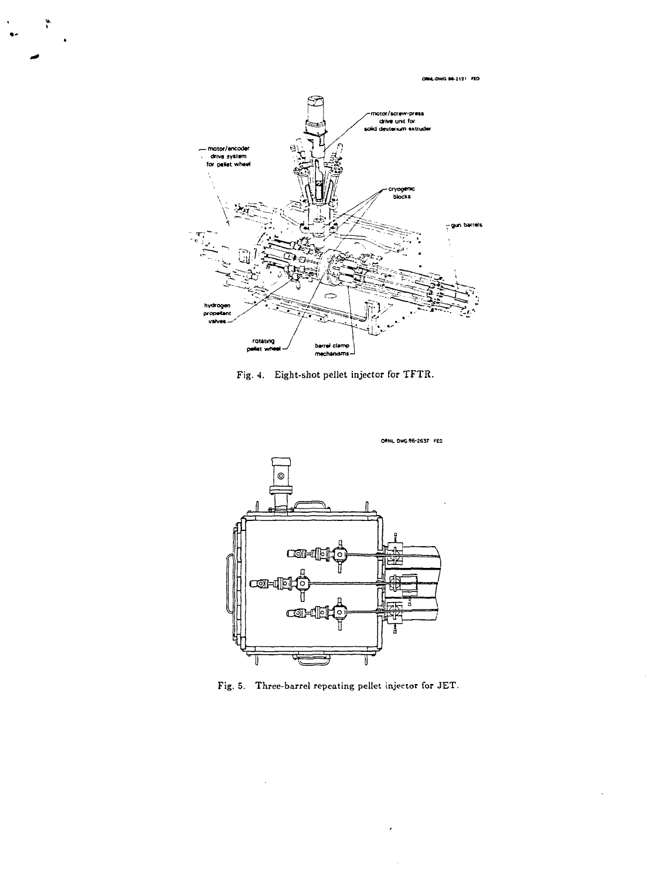Fig. 4. Eight-shot pellet injector for TFTR.

Fig. 5. Three-barrel repeating pellet injector for JET.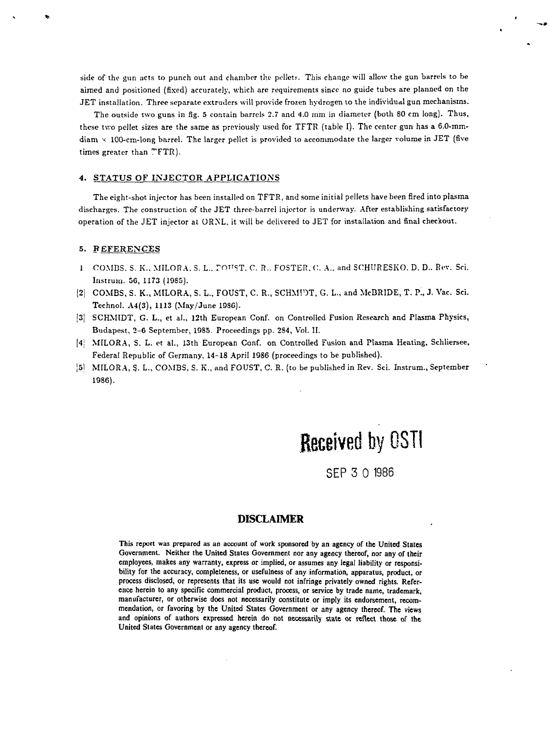side of the gun acts to punch out and chamber the pellets. This change will allow the gun barrels to be aimed and positioned (fixed) accurately, which are requirements since no guide tubes are planned on the JET installation. Three separate extruders will provide frozen hydrogen to the individual gun mechanisms.

The outside two guns in fig. 5 contain barrels 2.7 and 4.0 mm in diameter (both 80 cm long). Thus, these two pellet sizes are the same as previously used for TFTR (table I). The center gun has a 6.0-mm-diam × 100-cm-long barrel. The larger pellet is provided to accommodate the larger volume in JET (five times greater than TFTR).

## 4. STATUS OF INJECTOR APPLICATIONS

The eight-shot injector has been installed on TFTR, and some initial pellets have been fired into plasma discharges. The construction of the JET three-barrel injector is underway. After establishing satisfactory operation of the JET injector at ORNL, it will be delivered to JET for installation and final checkout.

## 5. REFERENCES

[1] COMBS, S. K., MILORA, S. L., FOUST, C. R., FOSTER, C. A., and SCHURESKO, D. D., Rev. Sci. Instrum. 56, 1173 (1985).

[2] COMBS, S. K., MILORA, S. L., FOUST, C. R., SCHMIDT, G. L., and McBRIDE, T. P., J. Vac. Sci. Technol. A4(3), 1113 (May/June 1986).

[3] SCHMIDT, G. L., et al., 12th European Conf. on Controlled Fusion Research and Plasma Physics, Budapest, 2-6 September, 1985. Proceedings pp. 284, Vol. II.

[4] MILORA, S. L. et al., 13th European Conf. on Controlled Fusion and Plasma Heating, Schliersee, Federal Republic of Germany, 14-18 April 1986 (proceedings to be published).

[5] MILORA, S. L., COMBS, S. K., and FOUST, C. R. (to be published in Rev. Sci. Instrum., September 1986).

Received by OSTI

SEP 3 0 1986

## DISCLAIMER

This report was prepared as an account of work sponsored by an agency of the United States Government. Neither the United States Government nor any agency thereof, nor any of their employees, makes any warranty, express or implied, or assumes any legal liability or responsibility for the accuracy, completeness, or usefulness of any information, apparatus, product, or process disclosed, or represents that its use would not infringe privately owned rights. Reference herein to any specific commercial product, process, or service by trade name, trademark, manufacturer, or otherwise does not necessarily constitute or imply its endorsement, recommendation, or favoring by the United States Government or any agency thereof. The views and opinions of authors expressed herein do not necessarily state or reflect those of the United States Government or any agency thereof.